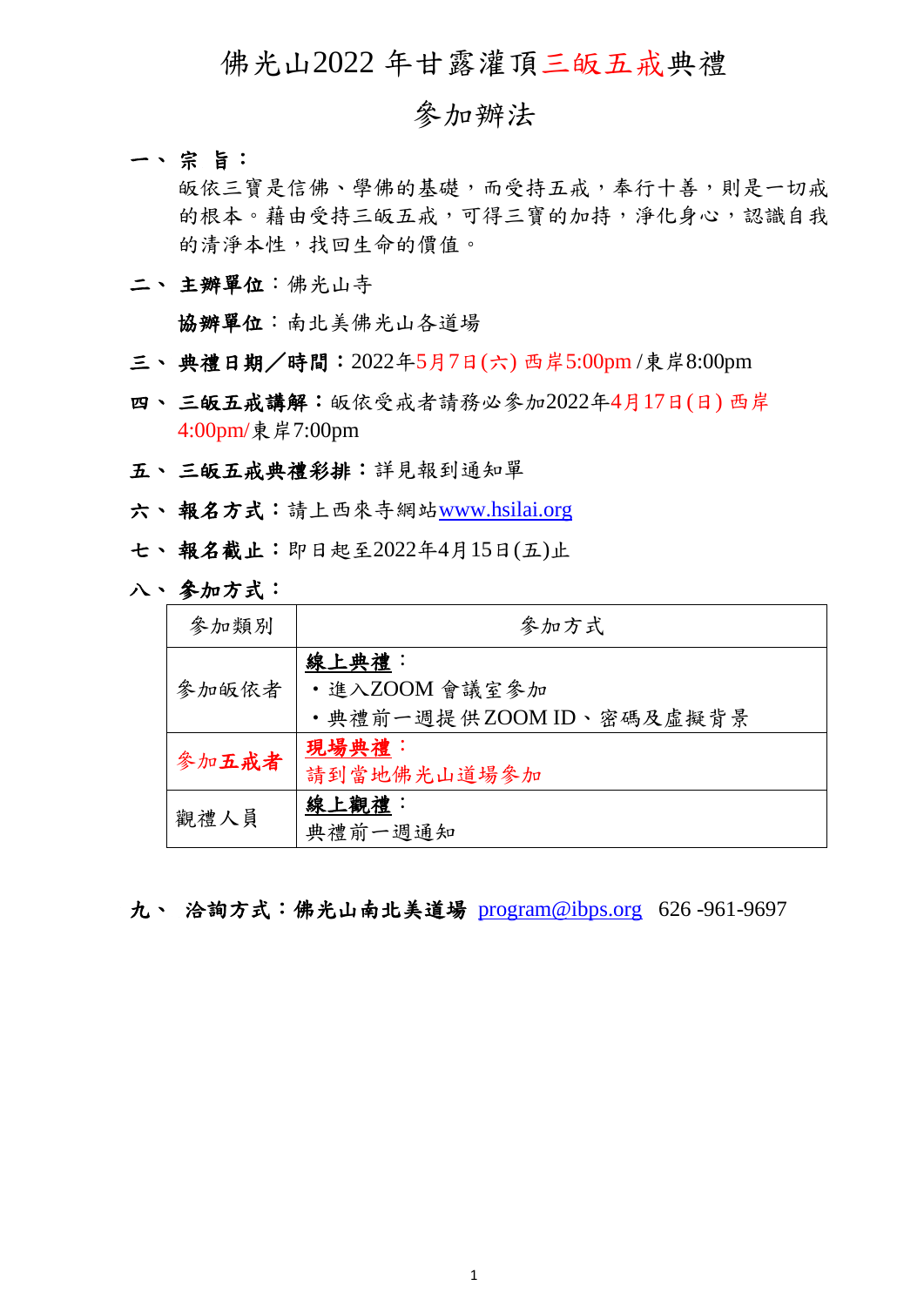# 佛光山2022 年甘露灌頂三皈五戒典禮

## 參加辦法

一、 **宗 旨：**

皈依三寶是信佛、學佛的基礎，而受持五戒，奉行十善，則是一切戒的根本。藉由受持三皈五戒，可得三寶的加持，淨化身心，認識自我的清淨本性，找回生命的價值。

二、 **主辦單位**：佛光山寺

**協辦單位**：南北美佛光山各道場

三、 **典禮日期／時間**：2022年5月7日(六) 西岸5:00pm / 東岸8:00pm

四、 **三皈五戒講解**：皈依受戒者請務必參加2022年4月17日(日) 西岸 4:00pm/東岸7:00pm

五、 **三皈五戒典禮彩排**：詳見報到通知單

六、 **報名方式**：請上西來寺網站www.hsilai.org

七、 **報名截止**：即日起至2022年4月15日(五)止

八、 **參加方式：**

| 參加類別 | 參加方式 |
|---|---|
| 參加皈依者 | **線上典禮**：<br>・進入ZOOM 會議室參加<br>・典禮前一週提供ZOOM ID、密碼及虛擬背景 |
| 參加**五戒者** | **現場典禮**：<br>請到當地佛光山道場參加 |
| 觀禮人員 | **線上觀禮**：<br>典禮前一週通知 |

九、 **洽詢方式：佛光山南北美道場** program@ibps.org 626 -961-9697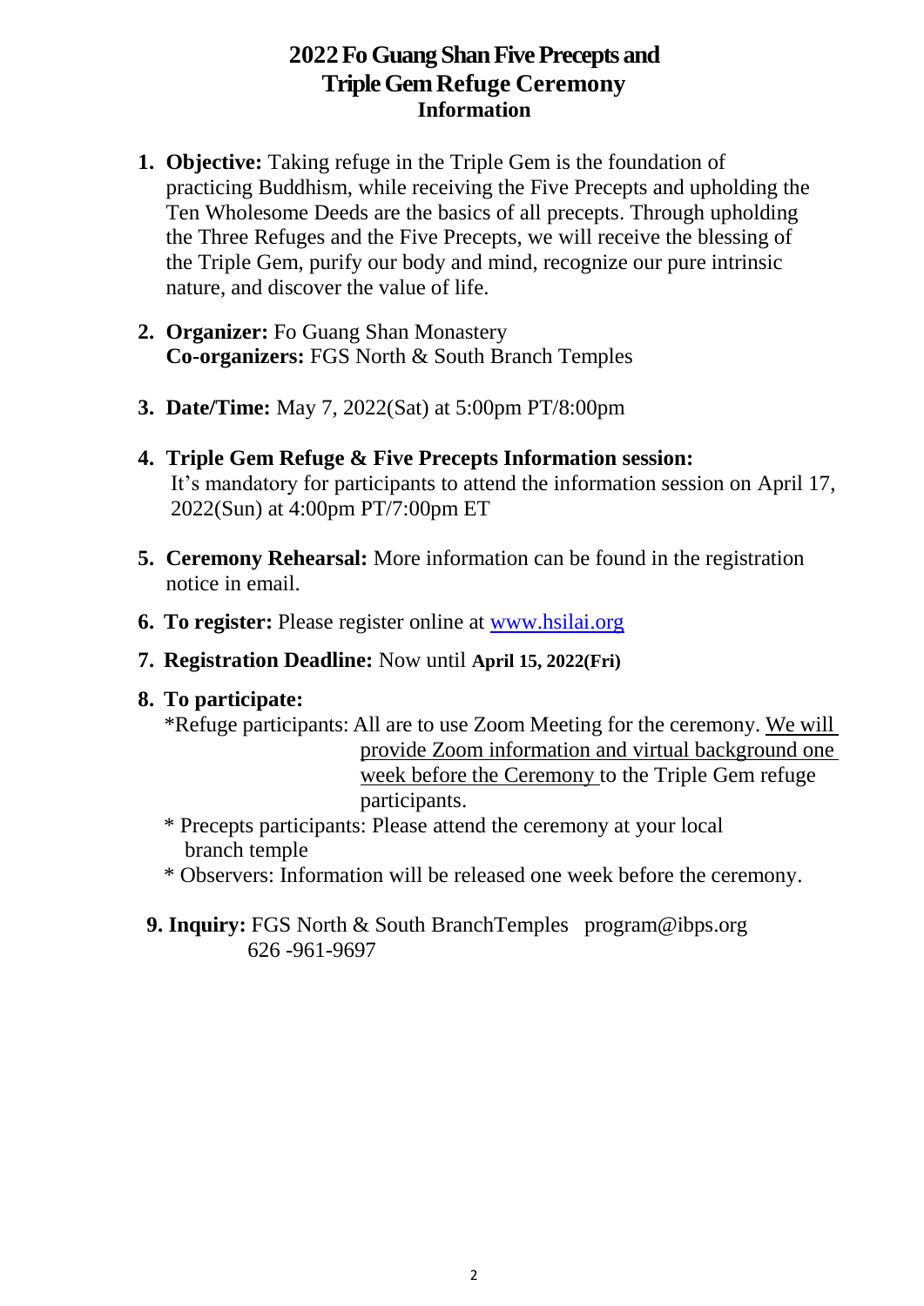# 2022 Fo Guang Shan Five Precepts and Triple Gem Refuge Ceremony
## Information

1. **Objective:** Taking refuge in the Triple Gem is the foundation of practicing Buddhism, while receiving the Five Precepts and upholding the Ten Wholesome Deeds are the basics of all precepts. Through upholding the Three Refuges and the Five Precepts, we will receive the blessing of the Triple Gem, purify our body and mind, recognize our pure intrinsic nature, and discover the value of life.

2. **Organizer:** Fo Guang Shan Monastery
   **Co-organizers:** FGS North & South Branch Temples

3. **Date/Time:** May 7, 2022(Sat) at 5:00pm PT/8:00pm

4. **Triple Gem Refuge & Five Precepts Information session:**
   It's mandatory for participants to attend the information session on April 17, 2022(Sun) at 4:00pm PT/7:00pm ET

5. **Ceremony Rehearsal:** More information can be found in the registration notice in email.

6. **To register:** Please register online at www.hsilai.org

7. **Registration Deadline:** Now until **April 15, 2022(Fri)**

8. **To participate:**
   *Refuge participants: All are to use Zoom Meeting for the ceremony. We will provide Zoom information and virtual background one week before the Ceremony to the Triple Gem refuge participants.
   * Precepts participants: Please attend the ceremony at your local branch temple
   * Observers: Information will be released one week before the ceremony.

9. **Inquiry:** FGS North & South BranchTemples program@ibps.org
   626 -961-9697